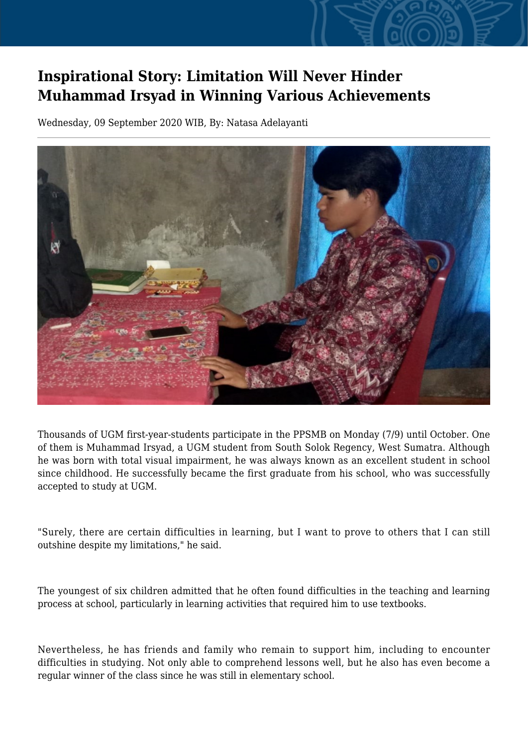# Inspirational Story: Limitation Will Never Hinder Muhammad Irsyad in Winning Various Achievements

Wednesday, 09 September 2020 WIB, By: Natasa Adelayanti

Thousands of UGM first-year-students participate in the PPSMB on Monday (7/9) until October. One of them is Muhammad Irsyad, a UGM student from South Solok Regency, West Sumatra. Although he was born with total visual impairment, he was always known as an excellent student in school since childhood. He successfully became the first graduate from his school, who was successfully accepted to study at UGM.

"Surely, there are certain difficulties in learning, but I want to prove to others that I can still outshine despite my limitations," he said.

The youngest of six children admitted that he often found difficulties in the teaching and learning process at school, particularly in learning activities that required him to use textbooks.

Nevertheless, he has friends and family who remain to support him, including to encounter difficulties in studying. Not only able to comprehend lessons well, but he also has even become a regular winner of the class since he was still in elementary school.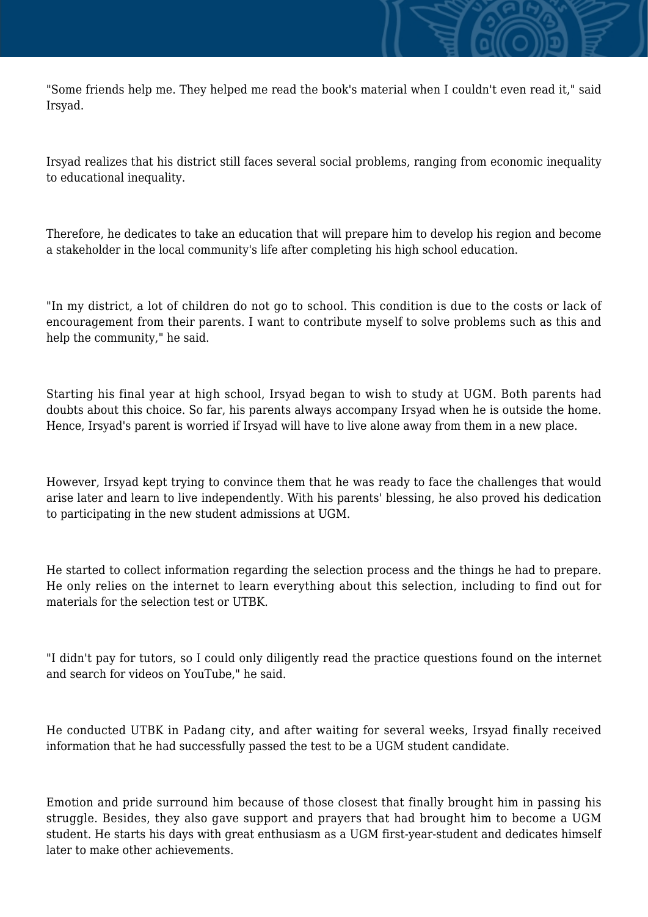"Some friends help me. They helped me read the book's material when I couldn't even read it," said Irsyad.

Irsyad realizes that his district still faces several social problems, ranging from economic inequality to educational inequality.

Therefore, he dedicates to take an education that will prepare him to develop his region and become a stakeholder in the local community's life after completing his high school education.

"In my district, a lot of children do not go to school. This condition is due to the costs or lack of encouragement from their parents. I want to contribute myself to solve problems such as this and help the community," he said.

Starting his final year at high school, Irsyad began to wish to study at UGM. Both parents had doubts about this choice. So far, his parents always accompany Irsyad when he is outside the home. Hence, Irsyad's parent is worried if Irsyad will have to live alone away from them in a new place.

However, Irsyad kept trying to convince them that he was ready to face the challenges that would arise later and learn to live independently. With his parents' blessing, he also proved his dedication to participating in the new student admissions at UGM.

He started to collect information regarding the selection process and the things he had to prepare. He only relies on the internet to learn everything about this selection, including to find out for materials for the selection test or UTBK.

"I didn't pay for tutors, so I could only diligently read the practice questions found on the internet and search for videos on YouTube," he said.

He conducted UTBK in Padang city, and after waiting for several weeks, Irsyad finally received information that he had successfully passed the test to be a UGM student candidate.

Emotion and pride surround him because of those closest that finally brought him in passing his struggle. Besides, they also gave support and prayers that had brought him to become a UGM student. He starts his days with great enthusiasm as a UGM first-year-student and dedicates himself later to make other achievements.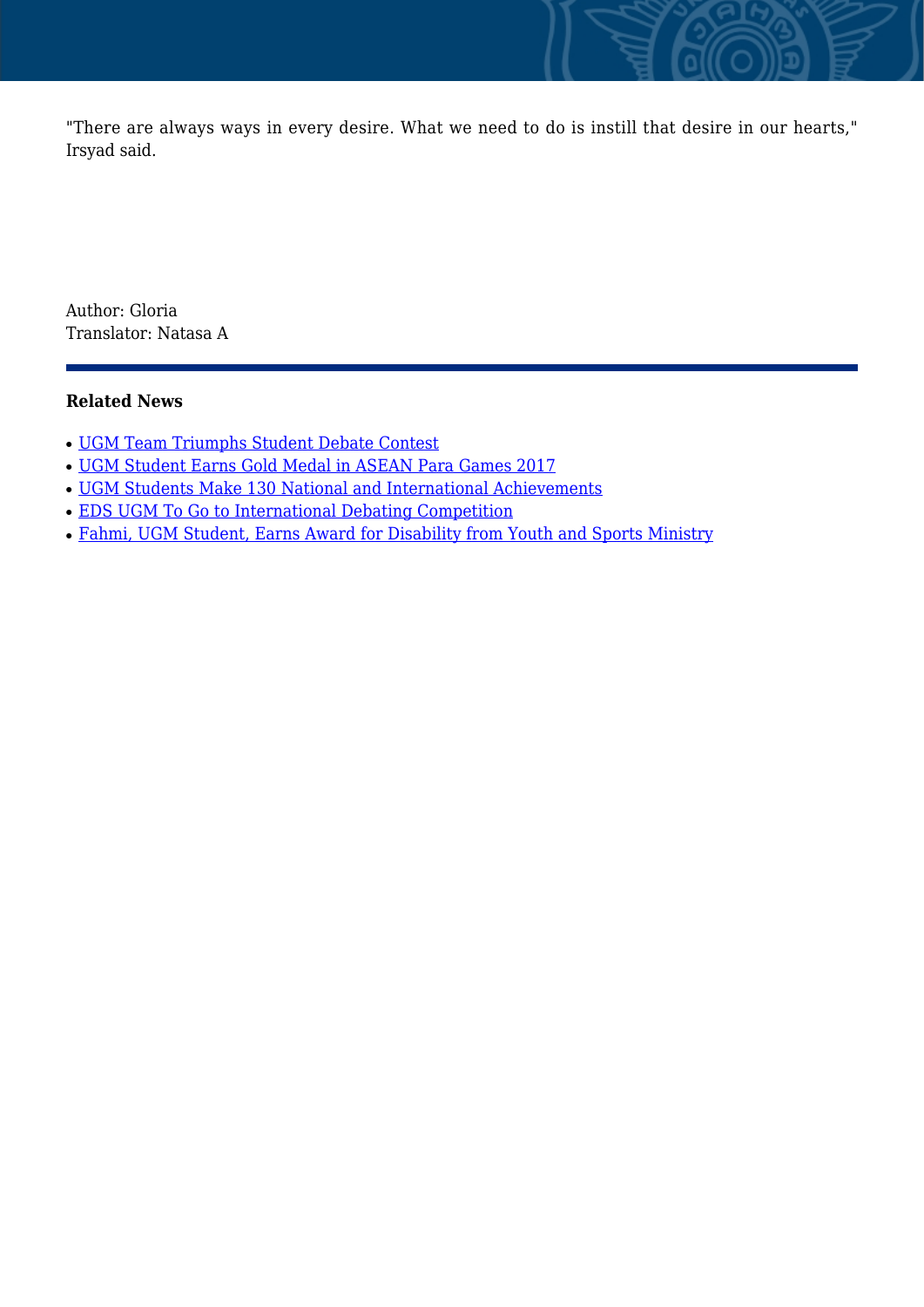"There are always ways in every desire. What we need to do is instill that desire in our hearts," Irsyad said.

Author: Gloria
Translator: Natasa A

---

**Related News**

- UGM Team Triumphs Student Debate Contest
- UGM Student Earns Gold Medal in ASEAN Para Games 2017
- UGM Students Make 130 National and International Achievements
- EDS UGM To Go to International Debating Competition
- Fahmi, UGM Student, Earns Award for Disability from Youth and Sports Ministry